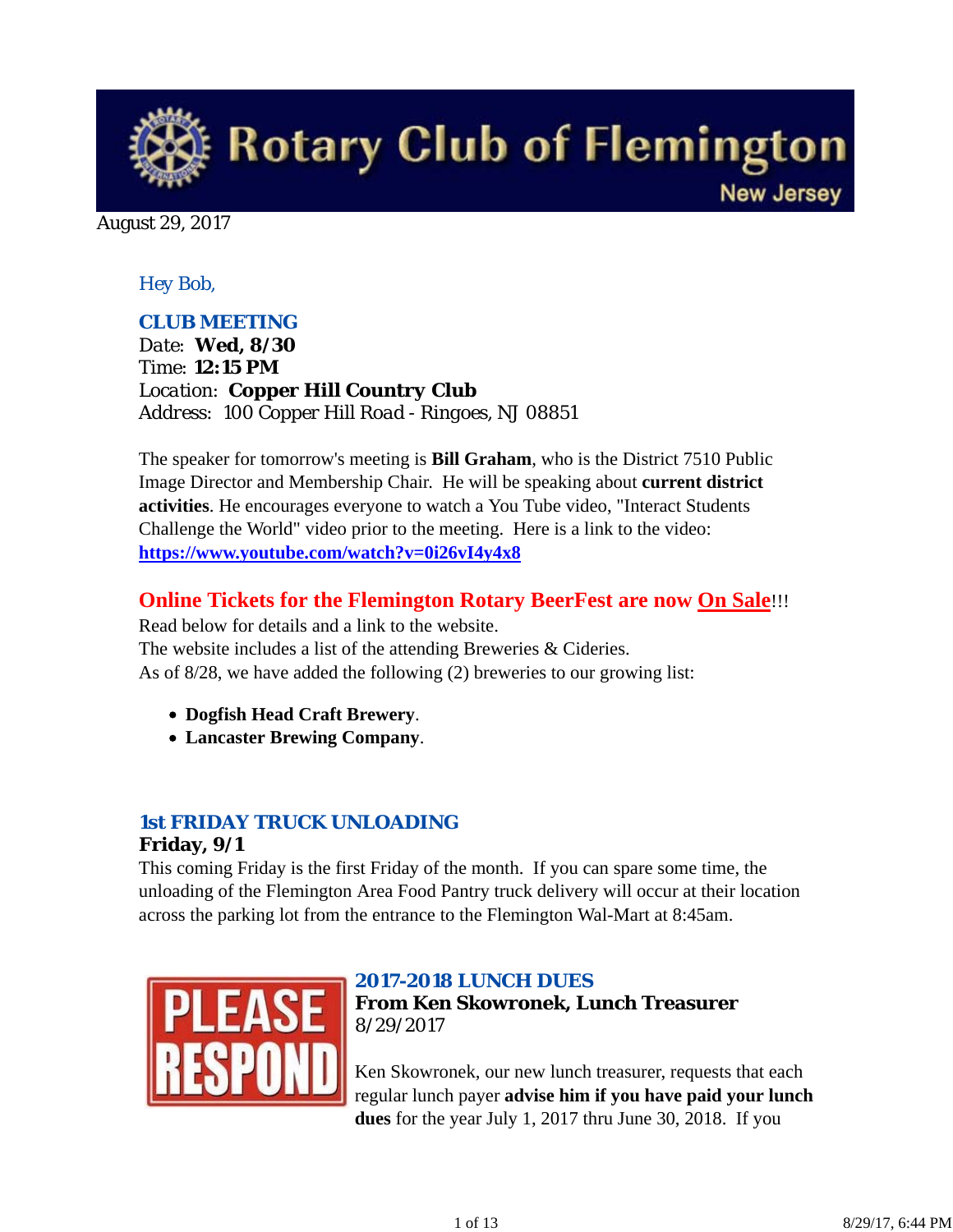# Rotary Club of Flemington
New Jersey

August 29, 2017

Hey Bob,

### CLUB MEETING

Date: **Wed, 8/30**
Time: **12:15 PM**
Location: **Copper Hill Country Club**
Address: 100 Copper Hill Road - Ringoes, NJ 08851

The speaker for tomorrow's meeting is **Bill Graham**, who is the District 7510 Public Image Director and Membership Chair. He will be speaking about **current district activities**. He encourages everyone to watch a You Tube video, "Interact Students Challenge the World" video prior to the meeting. Here is a link to the video: **https://www.youtube.com/watch?v=0i26vI4y4x8**

### Online Tickets for the Flemington Rotary BeerFest are now On Sale!!!

Read below for details and a link to the website.
The website includes a list of the attending Breweries & Cideries.
As of 8/28, we have added the following (2) breweries to our growing list:

- **Dogfish Head Craft Brewery**.
- **Lancaster Brewing Company**.

### 1st FRIDAY TRUCK UNLOADING

**Friday, 9/1**

This coming Friday is the first Friday of the month. If you can spare some time, the unloading of the Flemington Area Food Pantry truck delivery will occur at their location across the parking lot from the entrance to the Flemington Wal-Mart at 8:45am.

PLEASE RESPOND

### 2017-2018 LUNCH DUES

**From Ken Skowronek, Lunch Treasurer**
8/29/2017

Ken Skowronek, our new lunch treasurer, requests that each regular lunch payer **advise him if you have paid your lunch dues** for the year July 1, 2017 thru June 30, 2018. If you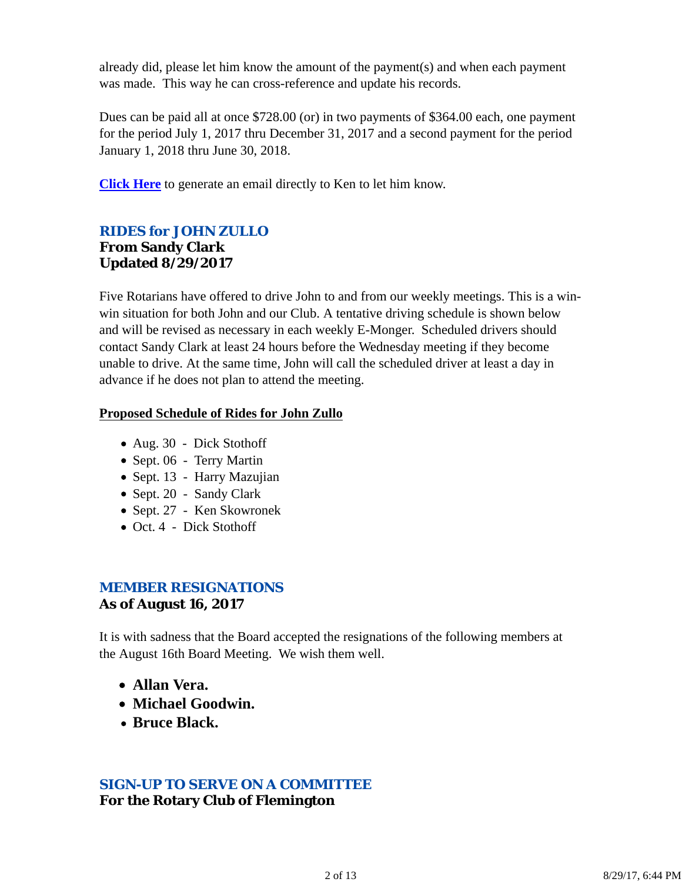already did, please let him know the amount of the payment(s) and when each payment was made. This way he can cross-reference and update his records.

Dues can be paid all at once $728.00 (or) in two payments of $364.00 each, one payment for the period July 1, 2017 thru December 31, 2017 and a second payment for the period January 1, 2018 thru June 30, 2018.

**Click Here** to generate an email directly to Ken to let him know.

## RIDES for JOHN ZULLO

**From Sandy Clark**
**Updated 8/29/2017**

Five Rotarians have offered to drive John to and from our weekly meetings. This is a win-win situation for both John and our Club. A tentative driving schedule is shown below and will be revised as necessary in each weekly E-Monger. Scheduled drivers should contact Sandy Clark at least 24 hours before the Wednesday meeting if they become unable to drive. At the same time, John will call the scheduled driver at least a day in advance if he does not plan to attend the meeting.

**Proposed Schedule of Rides for John Zullo**

- Aug. 30 - Dick Stothoff
- Sept. 06 - Terry Martin
- Sept. 13 - Harry Mazujian
- Sept. 20 - Sandy Clark
- Sept. 27 - Ken Skowronek
- Oct. 4 - Dick Stothoff

## MEMBER RESIGNATIONS

**As of August 16, 2017**

It is with sadness that the Board accepted the resignations of the following members at the August 16th Board Meeting. We wish them well.

- **Allan Vera.**
- **Michael Goodwin.**
- **Bruce Black.**

## SIGN-UP TO SERVE ON A COMMITTEE

**For the Rotary Club of Flemington**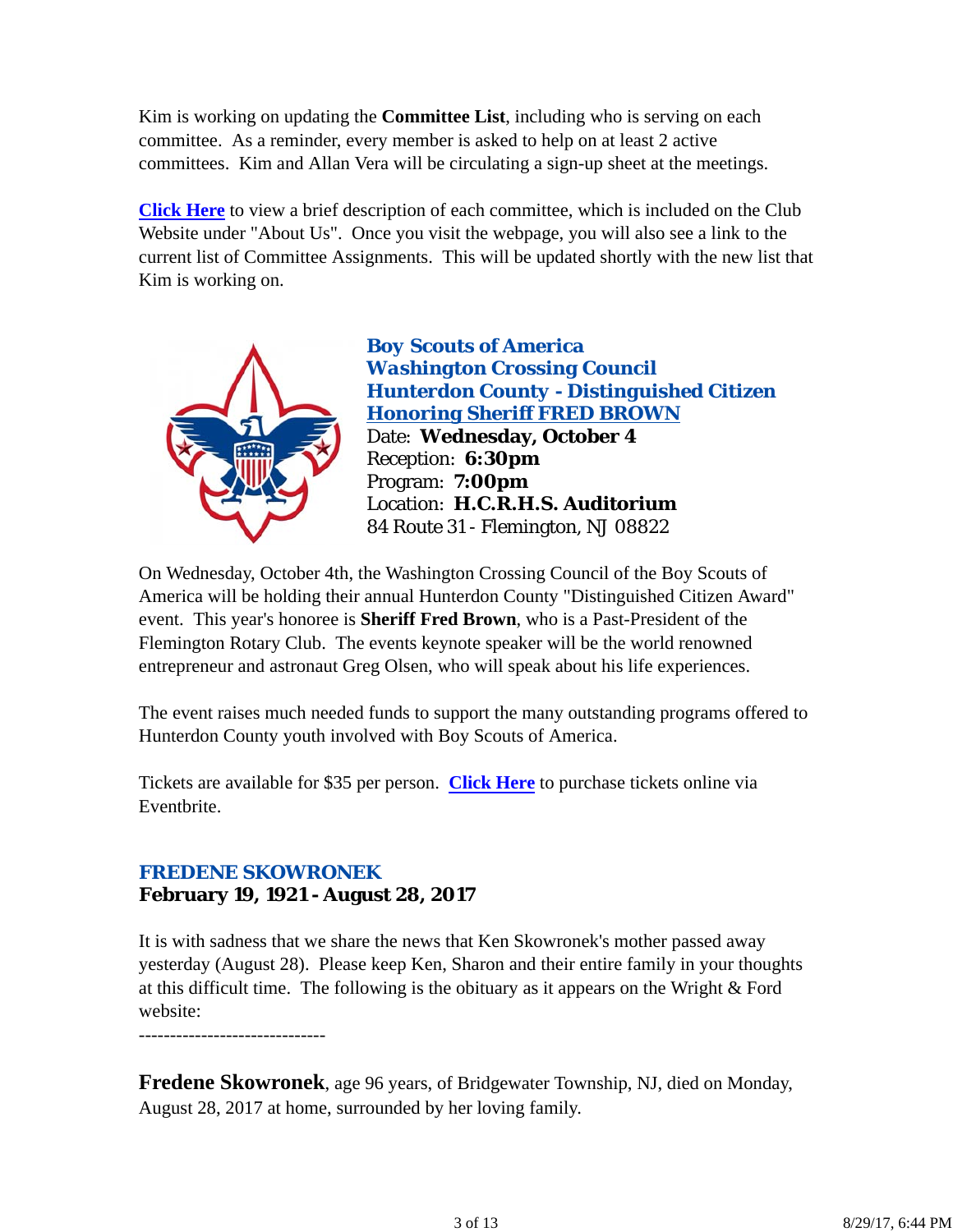Kim is working on updating the **Committee List**, including who is serving on each committee. As a reminder, every member is asked to help on at least 2 active committees. Kim and Allan Vera will be circulating a sign-up sheet at the meetings.

**Click Here** to view a brief description of each committee, which is included on the Club Website under "About Us". Once you visit the webpage, you will also see a link to the current list of Committee Assignments. This will be updated shortly with the new list that Kim is working on.

**Boy Scouts of America**
**Washington Crossing Council**
**Hunterdon County - Distinguished Citizen**
**Honoring Sheriff FRED BROWN**
Date: **Wednesday, October 4**
Reception: **6:30pm**
Program: **7:00pm**
Location: **H.C.R.H.S. Auditorium**
84 Route 31 - Flemington, NJ 08822

On Wednesday, October 4th, the Washington Crossing Council of the Boy Scouts of America will be holding their annual Hunterdon County "Distinguished Citizen Award" event. This year's honoree is **Sheriff Fred Brown**, who is a Past-President of the Flemington Rotary Club. The events keynote speaker will be the world renowned entrepreneur and astronaut Greg Olsen, who will speak about his life experiences.

The event raises much needed funds to support the many outstanding programs offered to Hunterdon County youth involved with Boy Scouts of America.

Tickets are available for $35 per person. **Click Here** to purchase tickets online via Eventbrite.

## FREDENE SKOWRONEK
**February 19, 1921 - August 28, 2017**

It is with sadness that we share the news that Ken Skowronek's mother passed away yesterday (August 28). Please keep Ken, Sharon and their entire family in your thoughts at this difficult time. The following is the obituary as it appears on the Wright & Ford website:

------------------------------

**Fredene Skowronek**, age 96 years, of Bridgewater Township, NJ, died on Monday, August 28, 2017 at home, surrounded by her loving family.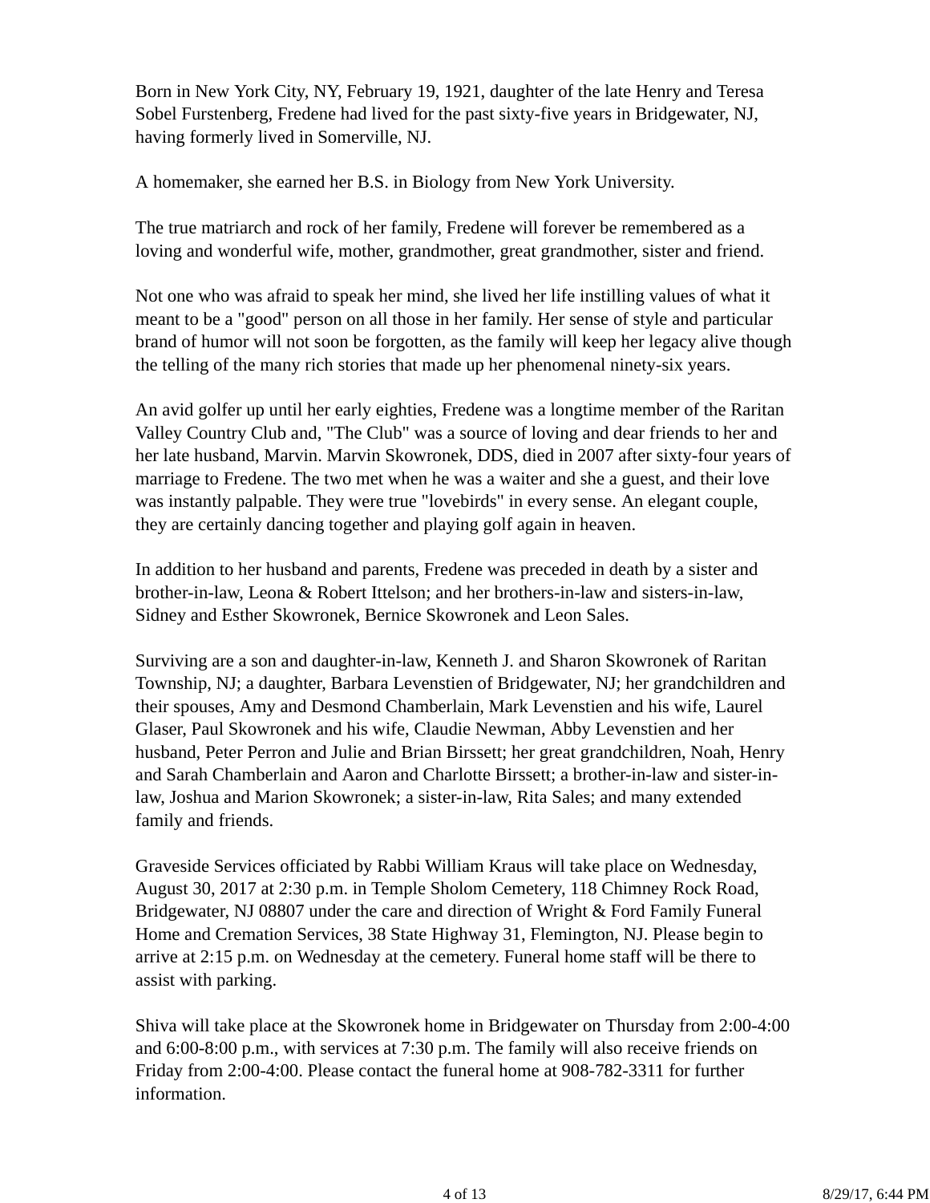Born in New York City, NY, February 19, 1921, daughter of the late Henry and Teresa Sobel Furstenberg, Fredene had lived for the past sixty-five years in Bridgewater, NJ, having formerly lived in Somerville, NJ.

A homemaker, she earned her B.S. in Biology from New York University.

The true matriarch and rock of her family, Fredene will forever be remembered as a loving and wonderful wife, mother, grandmother, great grandmother, sister and friend.

Not one who was afraid to speak her mind, she lived her life instilling values of what it meant to be a "good" person on all those in her family. Her sense of style and particular brand of humor will not soon be forgotten, as the family will keep her legacy alive though the telling of the many rich stories that made up her phenomenal ninety-six years.

An avid golfer up until her early eighties, Fredene was a longtime member of the Raritan Valley Country Club and, "The Club" was a source of loving and dear friends to her and her late husband, Marvin. Marvin Skowronek, DDS, died in 2007 after sixty-four years of marriage to Fredene. The two met when he was a waiter and she a guest, and their love was instantly palpable. They were true "lovebirds" in every sense. An elegant couple, they are certainly dancing together and playing golf again in heaven.

In addition to her husband and parents, Fredene was preceded in death by a sister and brother-in-law, Leona & Robert Ittelson; and her brothers-in-law and sisters-in-law, Sidney and Esther Skowronek, Bernice Skowronek and Leon Sales.

Surviving are a son and daughter-in-law, Kenneth J. and Sharon Skowronek of Raritan Township, NJ; a daughter, Barbara Levenstien of Bridgewater, NJ; her grandchildren and their spouses, Amy and Desmond Chamberlain, Mark Levenstien and his wife, Laurel Glaser, Paul Skowronek and his wife, Claudie Newman, Abby Levenstien and her husband, Peter Perron and Julie and Brian Birssett; her great grandchildren, Noah, Henry and Sarah Chamberlain and Aaron and Charlotte Birssett; a brother-in-law and sister-in-law, Joshua and Marion Skowronek; a sister-in-law, Rita Sales; and many extended family and friends.

Graveside Services officiated by Rabbi William Kraus will take place on Wednesday, August 30, 2017 at 2:30 p.m. in Temple Sholom Cemetery, 118 Chimney Rock Road, Bridgewater, NJ 08807 under the care and direction of Wright & Ford Family Funeral Home and Cremation Services, 38 State Highway 31, Flemington, NJ. Please begin to arrive at 2:15 p.m. on Wednesday at the cemetery. Funeral home staff will be there to assist with parking.

Shiva will take place at the Skowronek home in Bridgewater on Thursday from 2:00-4:00 and 6:00-8:00 p.m., with services at 7:30 p.m. The family will also receive friends on Friday from 2:00-4:00. Please contact the funeral home at 908-782-3311 for further information.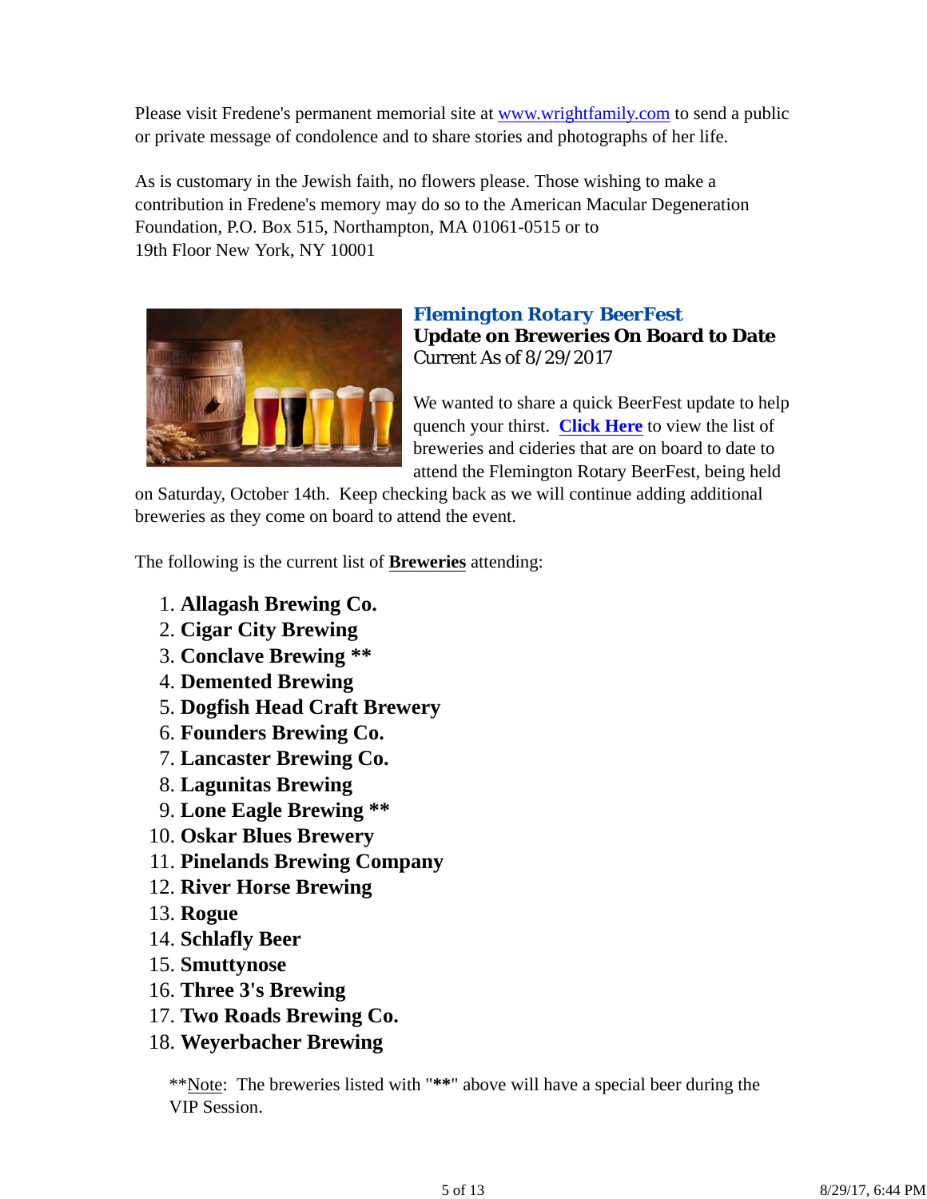Please visit Fredene's permanent memorial site at [www.wrightfamily.com](http://www.wrightfamily.com) to send a public or private message of condolence and to share stories and photographs of her life.

As is customary in the Jewish faith, no flowers please. Those wishing to make a contribution in Fredene's memory may do so to the American Macular Degeneration Foundation, P.O. Box 515, Northampton, MA 01061-0515 or to
19th Floor New York, NY 10001

### Flemington Rotary BeerFest

**Update on Breweries On Board to Date**
Current As of 8/29/2017

We wanted to share a quick BeerFest update to help quench your thirst. **Click Here** to view the list of breweries and cideries that are on board to date to attend the Flemington Rotary BeerFest, being held on Saturday, October 14th. Keep checking back as we will continue adding additional breweries as they come on board to attend the event.

The following is the current list of **Breweries** attending:

1. **Allagash Brewing Co.**
2. **Cigar City Brewing**
3. **Conclave Brewing ****
4. **Demented Brewing**
5. **Dogfish Head Craft Brewery**
6. **Founders Brewing Co.**
7. **Lancaster Brewing Co.**
8. **Lagunitas Brewing**
9. **Lone Eagle Brewing ****
10. **Oskar Blues Brewery**
11. **Pinelands Brewing Company**
12. **River Horse Brewing**
13. **Rogue**
14. **Schlafly Beer**
15. **Smuttynose**
16. **Three 3's Brewing**
17. **Two Roads Brewing Co.**
18. **Weyerbacher Brewing**

**Note: The breweries listed with "**" above will have a special beer during the VIP Session.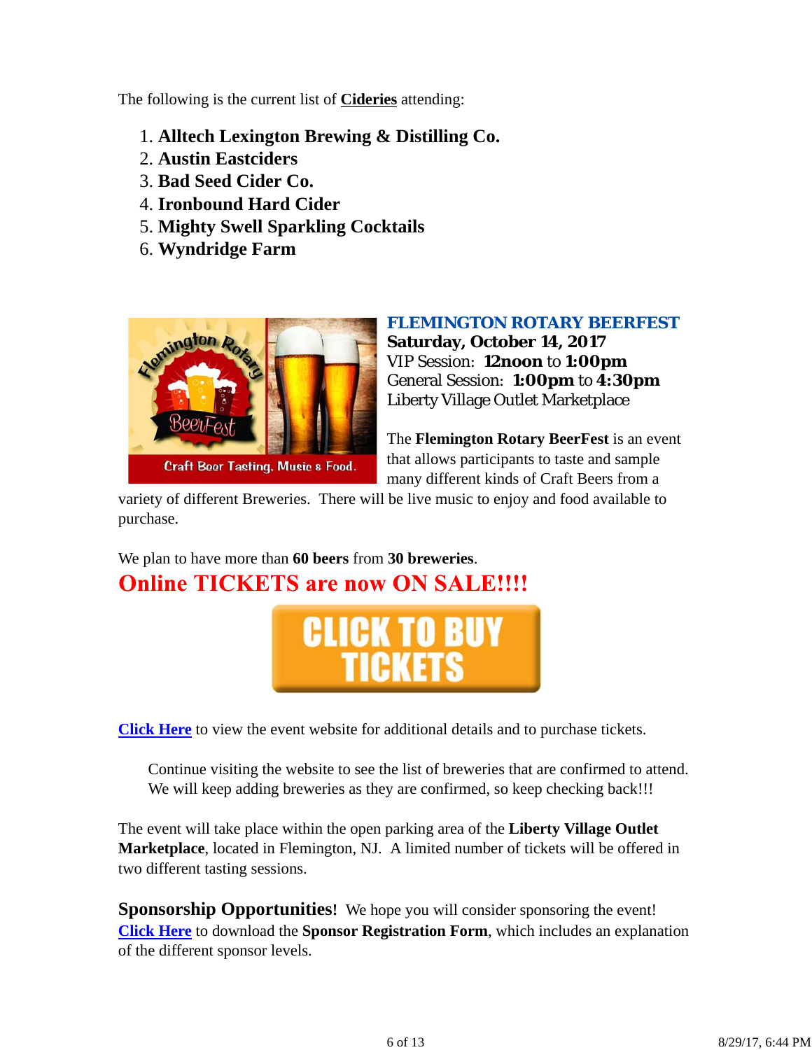The following is the current list of **Cideries** attending:

1. **Alltech Lexington Brewing & Distilling Co.**
2. **Austin Eastciders**
3. **Bad Seed Cider Co.**
4. **Ironbound Hard Cider**
5. **Mighty Swell Sparkling Cocktails**
6. **Wyndridge Farm**

**FLEMINGTON ROTARY BEERFEST**
**Saturday, October 14, 2017**
VIP Session: **12noon** to **1:00pm**
General Session: **1:00pm** to **4:30pm**
Liberty Village Outlet Marketplace

The **Flemington Rotary BeerFest** is an event that allows participants to taste and sample many different kinds of Craft Beers from a variety of different Breweries. There will be live music to enjoy and food available to purchase.

We plan to have more than **60 beers** from **30 breweries**.

**Online TICKETS are now ON SALE!!!!**

**CLICK TO BUY TICKETS**

Click Here to view the event website for additional details and to purchase tickets.

> Continue visiting the website to see the list of breweries that are confirmed to attend. We will keep adding breweries as they are confirmed, so keep checking back!!!

The event will take place within the open parking area of the **Liberty Village Outlet Marketplace**, located in Flemington, NJ. A limited number of tickets will be offered in two different tasting sessions.

**Sponsorship Opportunities!** We hope you will consider sponsoring the event! Click Here to download the **Sponsor Registration Form**, which includes an explanation of the different sponsor levels.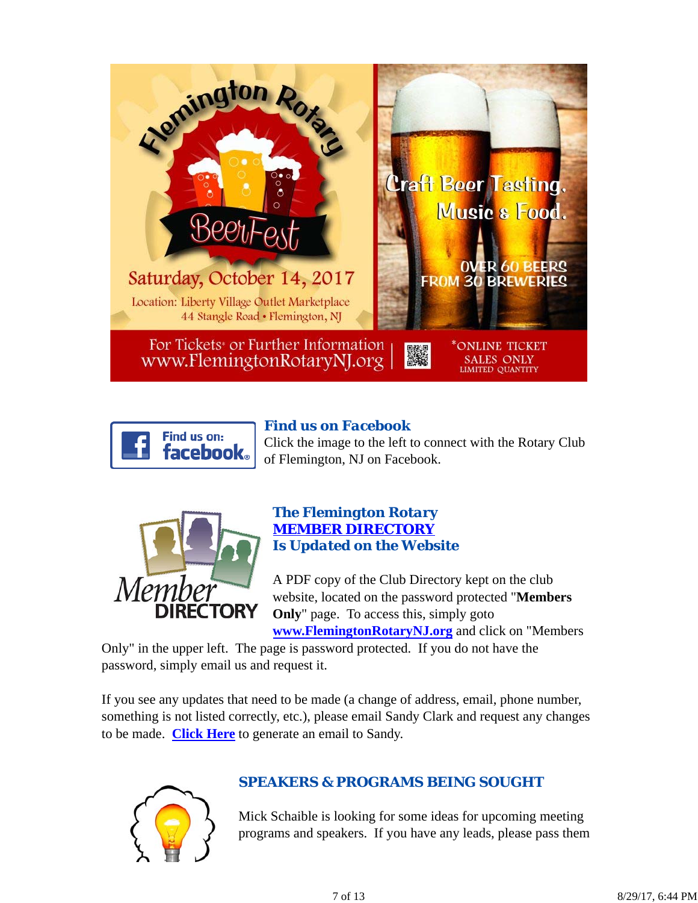Flemington Rotary

BeerFest

Saturday, October 14, 2017

Location: Liberty Village Outlet Marketplace
44 Stangle Road • Flemington, NJ

Craft Beer Tasting, Music & Food.

OVER 60 BEERS FROM 30 BREWERIES

For Tickets* or Further Information
www.FlemingtonRotaryNJ.org

*ONLINE TICKET SALES ONLY
LIMITED QUANTITY

Find us on: facebook.

### *Find us on Facebook*

Click the image to the left to connect with the Rotary Club of Flemington, NJ on Facebook.

Member DIRECTORY

### *The Flemington Rotary [MEMBER DIRECTORY](#) Is Updated on the Website*

A PDF copy of the Club Directory kept on the club website, located on the password protected "**Members Only**" page. To access this, simply goto **www.FlemingtonRotaryNJ.org** and click on "Members Only" in the upper left. The page is password protected. If you do not have the password, simply email us and request it.

If you see any updates that need to be made (a change of address, email, phone number, something is not listed correctly, etc.), please email Sandy Clark and request any changes to be made. **Click Here** to generate an email to Sandy.

### *SPEAKERS & PROGRAMS BEING SOUGHT*

Mick Schaible is looking for some ideas for upcoming meeting programs and speakers. If you have any leads, please pass them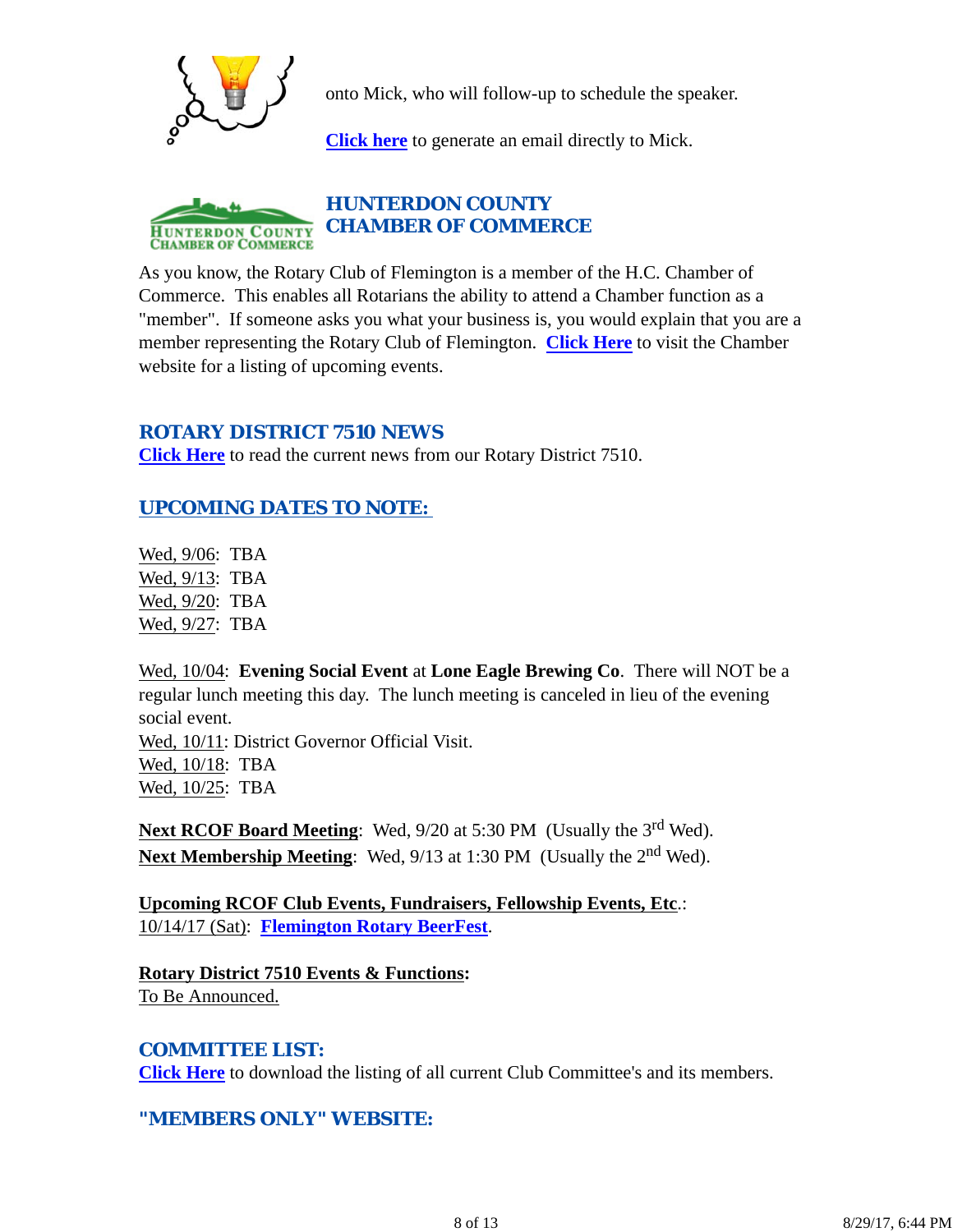onto Mick, who will follow-up to schedule the speaker.

**Click here** to generate an email directly to Mick.

## HUNTERDON COUNTY CHAMBER OF COMMERCE

As you know, the Rotary Club of Flemington is a member of the H.C. Chamber of Commerce. This enables all Rotarians the ability to attend a Chamber function as a "member". If someone asks you what your business is, you would explain that you are a member representing the Rotary Club of Flemington. **Click Here** to visit the Chamber website for a listing of upcoming events.

## ROTARY DISTRICT 7510 NEWS

**Click Here** to read the current news from our Rotary District 7510.

## UPCOMING DATES TO NOTE:

Wed, 9/06: TBA
Wed, 9/13: TBA
Wed, 9/20: TBA
Wed, 9/27: TBA

Wed, 10/04: **Evening Social Event** at **Lone Eagle Brewing Co**. There will NOT be a regular lunch meeting this day. The lunch meeting is canceled in lieu of the evening social event.
Wed, 10/11: District Governor Official Visit.
Wed, 10/18: TBA
Wed, 10/25: TBA

**Next RCOF Board Meeting**: Wed, 9/20 at 5:30 PM (Usually the 3rd Wed).
**Next Membership Meeting**: Wed, 9/13 at 1:30 PM (Usually the 2nd Wed).

**Upcoming RCOF Club Events, Fundraisers, Fellowship Events, Etc**.:
10/14/17 (Sat): **Flemington Rotary BeerFest**.

**Rotary District 7510 Events & Functions:**
To Be Announced.

## COMMITTEE LIST:

**Click Here** to download the listing of all current Club Committee's and its members.

## "MEMBERS ONLY" WEBSITE: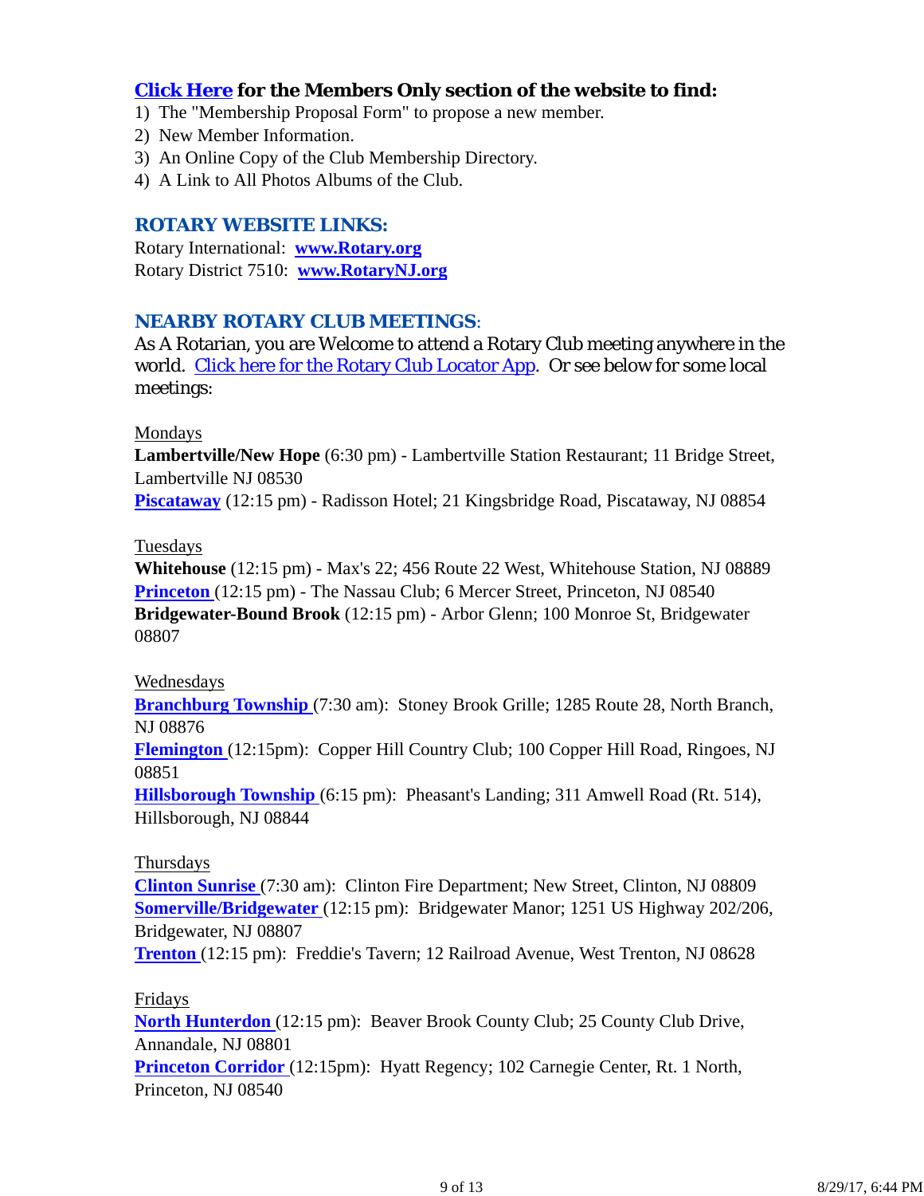**Click Here for the Members Only section of the website to find:**

1) The "Membership Proposal Form" to propose a new member.
2) New Member Information.
3) An Online Copy of the Club Membership Directory.
4) A Link to All Photos Albums of the Club.

### ROTARY WEBSITE LINKS:

Rotary International: **www.Rotary.org**
Rotary District 7510: **www.RotaryNJ.org**

### NEARBY ROTARY CLUB MEETINGS:

As A Rotarian, you are Welcome to attend a Rotary Club meeting anywhere in the world. Click here for the Rotary Club Locator App. Or see below for some local meetings:

Mondays

**Lambertville/New Hope** (6:30 pm) - Lambertville Station Restaurant; 11 Bridge Street, Lambertville NJ 08530
**Piscataway** (12:15 pm) - Radisson Hotel; 21 Kingsbridge Road, Piscataway, NJ 08854

Tuesdays

**Whitehouse** (12:15 pm) - Max's 22; 456 Route 22 West, Whitehouse Station, NJ 08889
**Princeton** (12:15 pm) - The Nassau Club; 6 Mercer Street, Princeton, NJ 08540
**Bridgewater-Bound Brook** (12:15 pm) - Arbor Glenn; 100 Monroe St, Bridgewater 08807

Wednesdays

**Branchburg Township** (7:30 am): Stoney Brook Grille; 1285 Route 28, North Branch, NJ 08876
**Flemington** (12:15pm): Copper Hill Country Club; 100 Copper Hill Road, Ringoes, NJ 08851
**Hillsborough Township** (6:15 pm): Pheasant's Landing; 311 Amwell Road (Rt. 514), Hillsborough, NJ 08844

Thursdays

**Clinton Sunrise** (7:30 am): Clinton Fire Department; New Street, Clinton, NJ 08809
**Somerville/Bridgewater** (12:15 pm): Bridgewater Manor; 1251 US Highway 202/206, Bridgewater, NJ 08807
**Trenton** (12:15 pm): Freddie's Tavern; 12 Railroad Avenue, West Trenton, NJ 08628

Fridays

**North Hunterdon** (12:15 pm): Beaver Brook County Club; 25 County Club Drive, Annandale, NJ 08801
**Princeton Corridor** (12:15pm): Hyatt Regency; 102 Carnegie Center, Rt. 1 North, Princeton, NJ 08540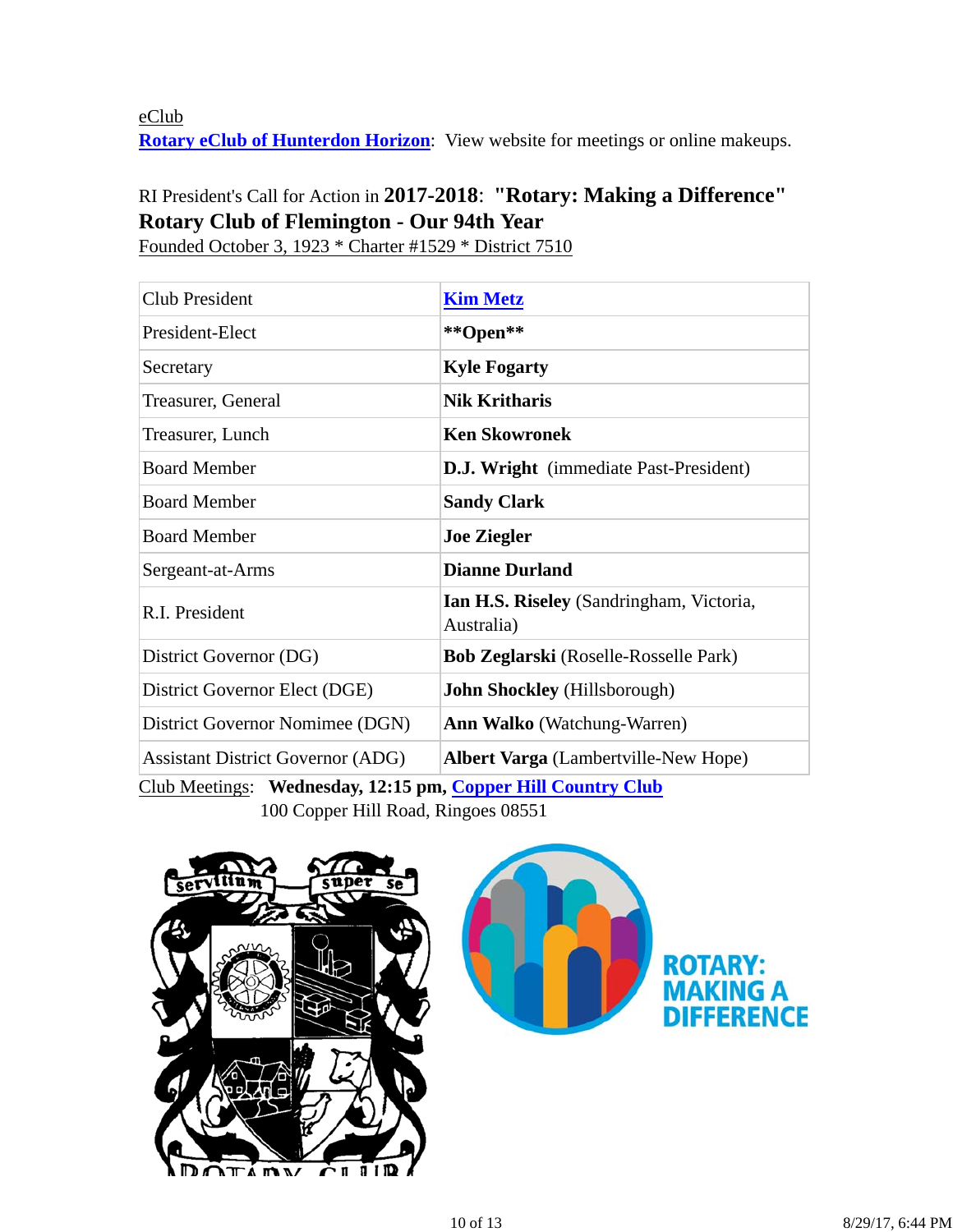eClub

**Rotary eClub of Hunterdon Horizon**: View website for meetings or online makeups.

RI President's Call for Action in **2017-2018**: **"Rotary: Making a Difference"**
**Rotary Club of Flemington - Our 94th Year**
Founded October 3, 1923 * Charter #1529 * District 7510

| | |
|---|---|
| Club President | **Kim Metz** |
| President-Elect | **\*\*Open\*\*** |
| Secretary | **Kyle Fogarty** |
| Treasurer, General | **Nik Kritharis** |
| Treasurer, Lunch | **Ken Skowronek** |
| Board Member | **D.J. Wright** (immediate Past-President) |
| Board Member | **Sandy Clark** |
| Board Member | **Joe Ziegler** |
| Sergeant-at-Arms | **Dianne Durland** |
| R.I. President | **Ian H.S. Riseley** (Sandringham, Victoria, Australia) |
| District Governor (DG) | **Bob Zeglarski** (Roselle-Rosselle Park) |
| District Governor Elect (DGE) | **John Shockley** (Hillsborough) |
| District Governor Nominee (DGN) | **Ann Walko** (Watchung-Warren) |
| Assistant District Governor (ADG) | **Albert Varga** (Lambertville-New Hope) |

Club Meetings: **Wednesday, 12:15 pm, Copper Hill Country Club**
100 Copper Hill Road, Ringoes 08551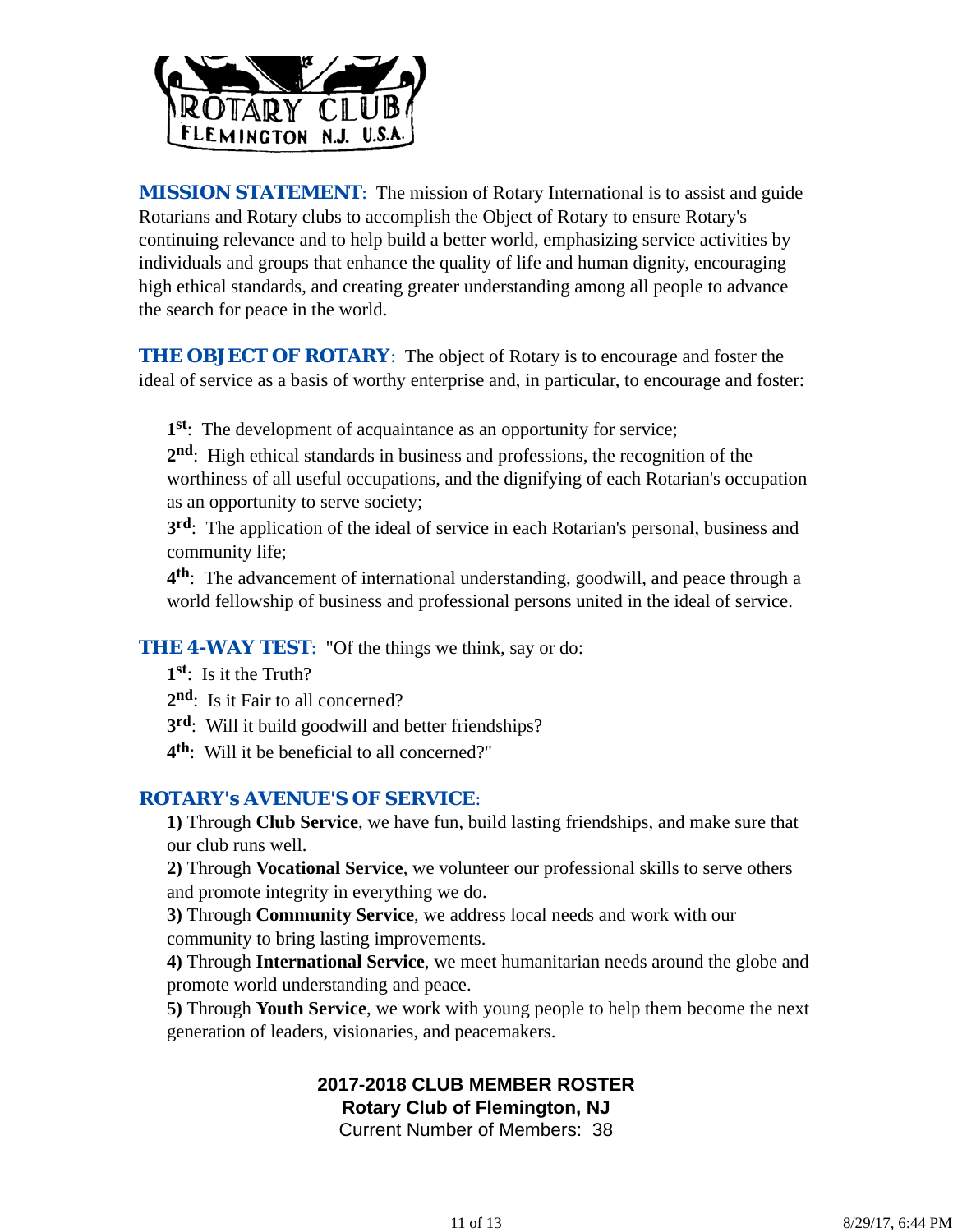**MISSION STATEMENT**: The mission of Rotary International is to assist and guide Rotarians and Rotary clubs to accomplish the Object of Rotary to ensure Rotary's continuing relevance and to help build a better world, emphasizing service activities by individuals and groups that enhance the quality of life and human dignity, encouraging high ethical standards, and creating greater understanding among all people to advance the search for peace in the world.

**THE OBJECT OF ROTARY**: The object of Rotary is to encourage and foster the ideal of service as a basis of worthy enterprise and, in particular, to encourage and foster:

**1st**: The development of acquaintance as an opportunity for service;
**2nd**: High ethical standards in business and professions, the recognition of the worthiness of all useful occupations, and the dignifying of each Rotarian's occupation as an opportunity to serve society;
**3rd**: The application of the ideal of service in each Rotarian's personal, business and community life;
**4th**: The advancement of international understanding, goodwill, and peace through a world fellowship of business and professional persons united in the ideal of service.

**THE 4-WAY TEST**: "Of the things we think, say or do:
**1st**: Is it the Truth?
**2nd**: Is it Fair to all concerned?
**3rd**: Will it build goodwill and better friendships?
**4th**: Will it be beneficial to all concerned?"

**ROTARY's AVENUE'S OF SERVICE**:
**1)** Through **Club Service**, we have fun, build lasting friendships, and make sure that our club runs well.
**2)** Through **Vocational Service**, we volunteer our professional skills to serve others and promote integrity in everything we do.
**3)** Through **Community Service**, we address local needs and work with our community to bring lasting improvements.
**4)** Through **International Service**, we meet humanitarian needs around the globe and promote world understanding and peace.
**5)** Through **Youth Service**, we work with young people to help them become the next generation of leaders, visionaries, and peacemakers.

**2017-2018 CLUB MEMBER ROSTER**
**Rotary Club of Flemington, NJ**
Current Number of Members: 38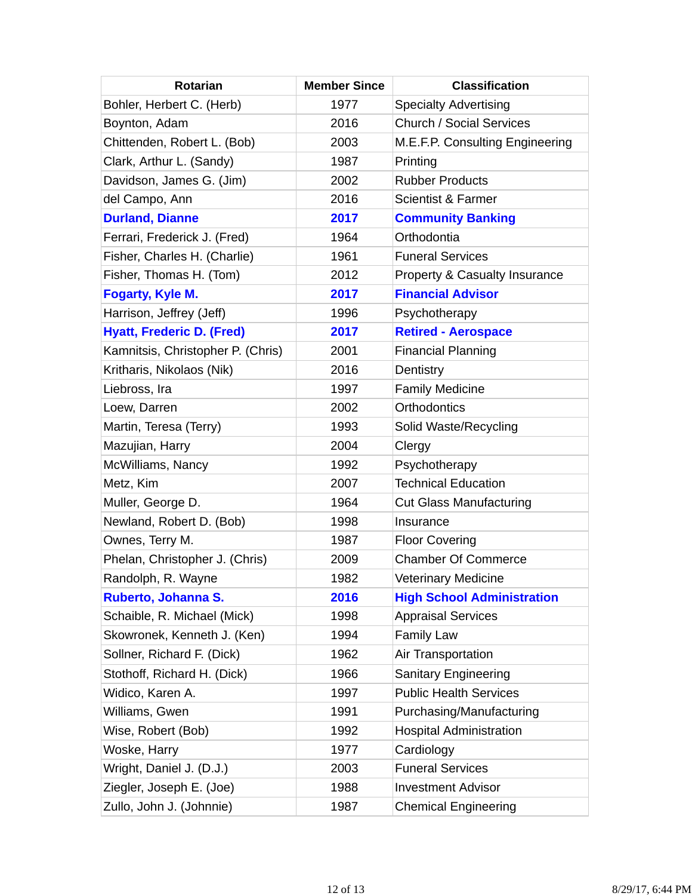| Rotarian | Member Since | Classification |
|---|---|---|
| Bohler, Herbert C. (Herb) | 1977 | Specialty Advertising |
| Boynton, Adam | 2016 | Church / Social Services |
| Chittenden, Robert L. (Bob) | 2003 | M.E.F.P. Consulting Engineering |
| Clark, Arthur L. (Sandy) | 1987 | Printing |
| Davidson, James G. (Jim) | 2002 | Rubber Products |
| del Campo, Ann | 2016 | Scientist & Farmer |
| **Durland, Dianne** | **2017** | **Community Banking** |
| Ferrari, Frederick J. (Fred) | 1964 | Orthodontia |
| Fisher, Charles H. (Charlie) | 1961 | Funeral Services |
| Fisher, Thomas H. (Tom) | 2012 | Property & Casualty Insurance |
| **Fogarty, Kyle M.** | **2017** | **Financial Advisor** |
| Harrison, Jeffrey (Jeff) | 1996 | Psychotherapy |
| **Hyatt, Frederic D. (Fred)** | **2017** | **Retired - Aerospace** |
| Kamnitsis, Christopher P. (Chris) | 2001 | Financial Planning |
| Kritharis, Nikolaos (Nik) | 2016 | Dentistry |
| Liebross, Ira | 1997 | Family Medicine |
| Loew, Darren | 2002 | Orthodontics |
| Martin, Teresa (Terry) | 1993 | Solid Waste/Recycling |
| Mazujian, Harry | 2004 | Clergy |
| McWilliams, Nancy | 1992 | Psychotherapy |
| Metz, Kim | 2007 | Technical Education |
| Muller, George D. | 1964 | Cut Glass Manufacturing |
| Newland, Robert D. (Bob) | 1998 | Insurance |
| Ownes, Terry M. | 1987 | Floor Covering |
| Phelan, Christopher J. (Chris) | 2009 | Chamber Of Commerce |
| Randolph, R. Wayne | 1982 | Veterinary Medicine |
| **Ruberto, Johanna S.** | **2016** | **High School Administration** |
| Schaible, R. Michael (Mick) | 1998 | Appraisal Services |
| Skowronek, Kenneth J. (Ken) | 1994 | Family Law |
| Sollner, Richard F. (Dick) | 1962 | Air Transportation |
| Stothoff, Richard H. (Dick) | 1966 | Sanitary Engineering |
| Widico, Karen A. | 1997 | Public Health Services |
| Williams, Gwen | 1991 | Purchasing/Manufacturing |
| Wise, Robert (Bob) | 1992 | Hospital Administration |
| Woske, Harry | 1977 | Cardiology |
| Wright, Daniel J. (D.J.) | 2003 | Funeral Services |
| Ziegler, Joseph E. (Joe) | 1988 | Investment Advisor |
| Zullo, John J. (Johnnie) | 1987 | Chemical Engineering |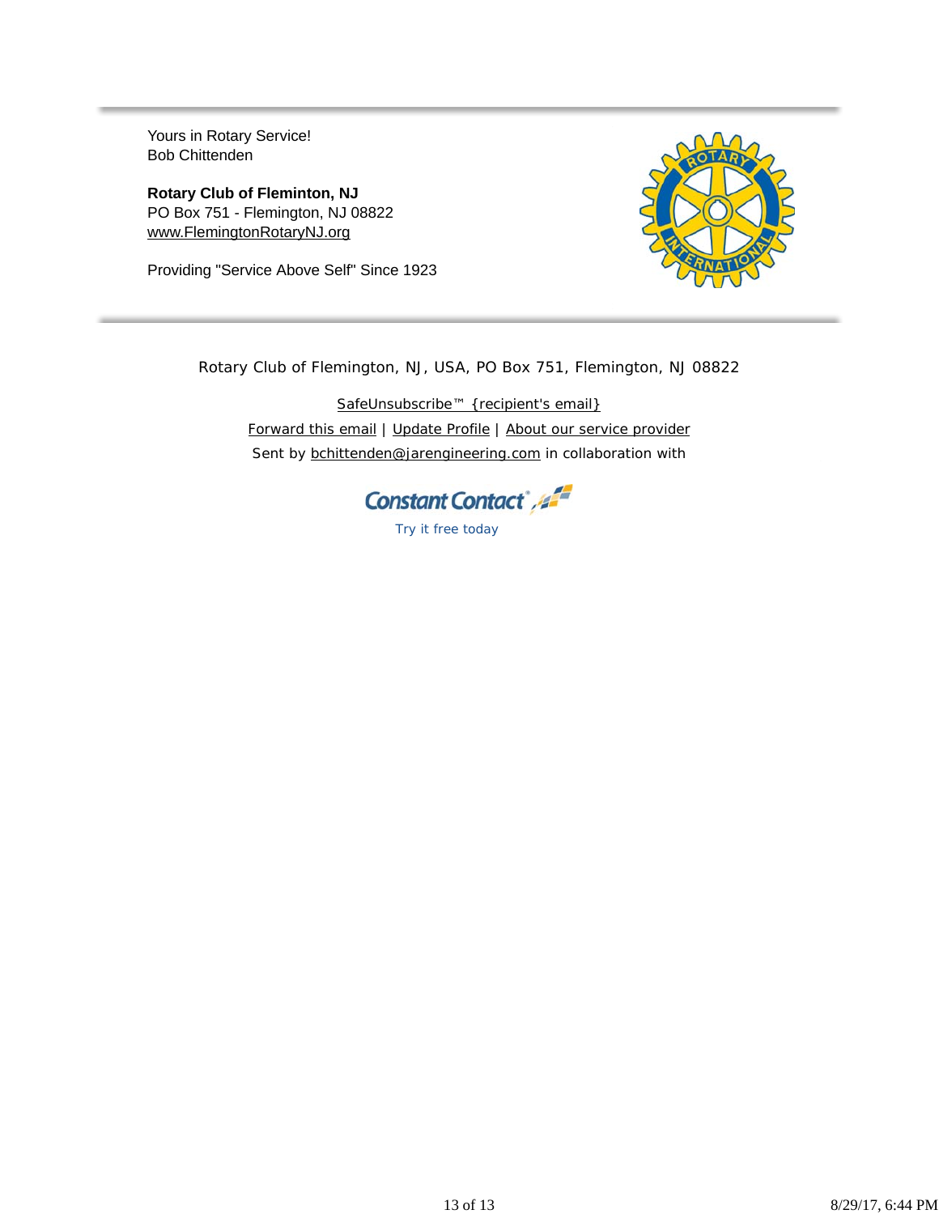Yours in Rotary Service!
Bob Chittenden

**Rotary Club of Fleminton, NJ**
PO Box 751 - Flemington, NJ 08822
www.FlemingtonRotaryNJ.org

Providing "Service Above Self" Since 1923

Rotary Club of Flemington, NJ, USA, PO Box 751, Flemington, NJ 08822

SafeUnsubscribe™ {recipient's email}

Forward this email | Update Profile | About our service provider

Sent by bchittenden@jarengineering.com in collaboration with

Constant Contact

Try it free today